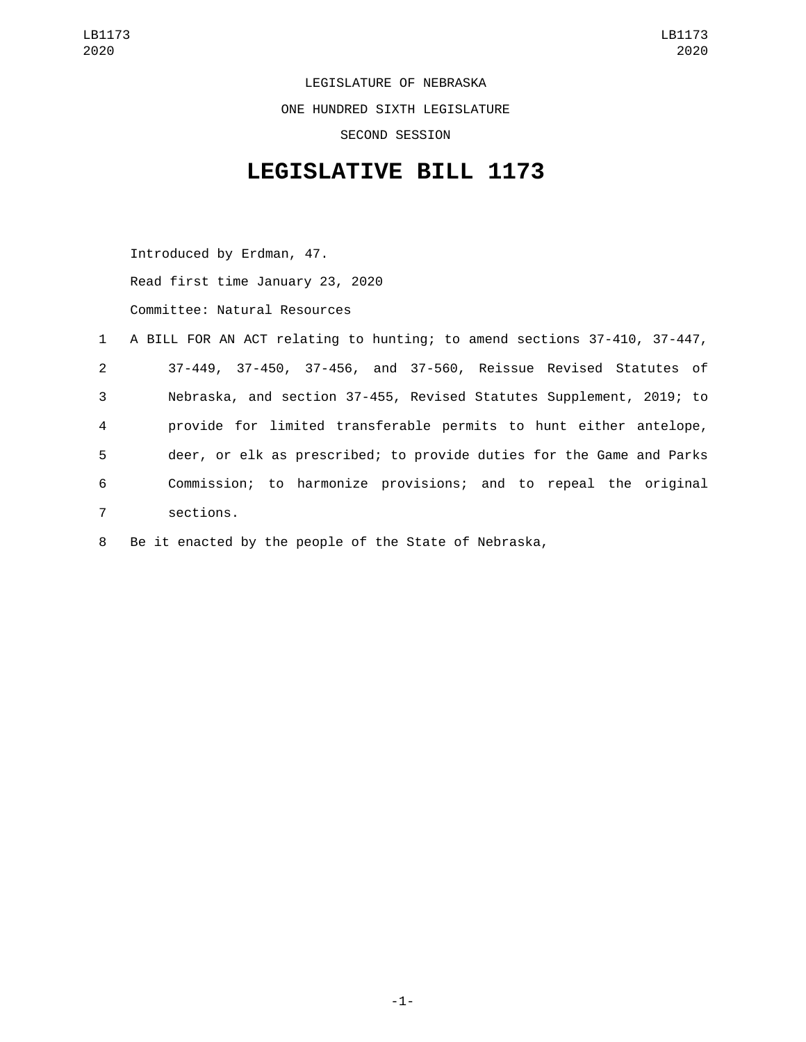LEGISLATURE OF NEBRASKA

ONE HUNDRED SIXTH LEGISLATURE

SECOND SESSION

# LEGISLATIVE BILL 1173

Introduced by Erdman, 47.

Read first time January 23, 2020

Committee: Natural Resources

1 A BILL FOR AN ACT relating to hunting; to amend sections 37-410, 37-447,
2 37-449, 37-450, 37-456, and 37-560, Reissue Revised Statutes of
3 Nebraska, and section 37-455, Revised Statutes Supplement, 2019; to
4 provide for limited transferable permits to hunt either antelope,
5 deer, or elk as prescribed; to provide duties for the Game and Parks
6 Commission; to harmonize provisions; and to repeal the original
7 sections.

8 Be it enacted by the people of the State of Nebraska,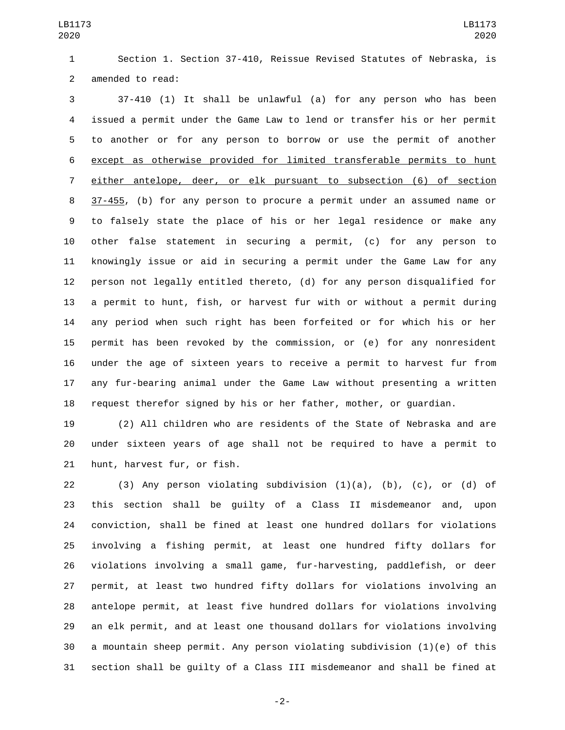Section 1. Section 37-410, Reissue Revised Statutes of Nebraska, is amended to read:

37-410 (1) It shall be unlawful (a) for any person who has been issued a permit under the Game Law to lend or transfer his or her permit to another or for any person to borrow or use the permit of another except as otherwise provided for limited transferable permits to hunt either antelope, deer, or elk pursuant to subsection (6) of section 37-455, (b) for any person to procure a permit under an assumed name or to falsely state the place of his or her legal residence or make any other false statement in securing a permit, (c) for any person to knowingly issue or aid in securing a permit under the Game Law for any person not legally entitled thereto, (d) for any person disqualified for a permit to hunt, fish, or harvest fur with or without a permit during any period when such right has been forfeited or for which his or her permit has been revoked by the commission, or (e) for any nonresident under the age of sixteen years to receive a permit to harvest fur from any fur-bearing animal under the Game Law without presenting a written request therefor signed by his or her father, mother, or guardian.

(2) All children who are residents of the State of Nebraska and are under sixteen years of age shall not be required to have a permit to hunt, harvest fur, or fish.

(3) Any person violating subdivision (1)(a), (b), (c), or (d) of this section shall be guilty of a Class II misdemeanor and, upon conviction, shall be fined at least one hundred dollars for violations involving a fishing permit, at least one hundred fifty dollars for violations involving a small game, fur-harvesting, paddlefish, or deer permit, at least two hundred fifty dollars for violations involving an antelope permit, at least five hundred dollars for violations involving an elk permit, and at least one thousand dollars for violations involving a mountain sheep permit. Any person violating subdivision (1)(e) of this section shall be guilty of a Class III misdemeanor and shall be fined at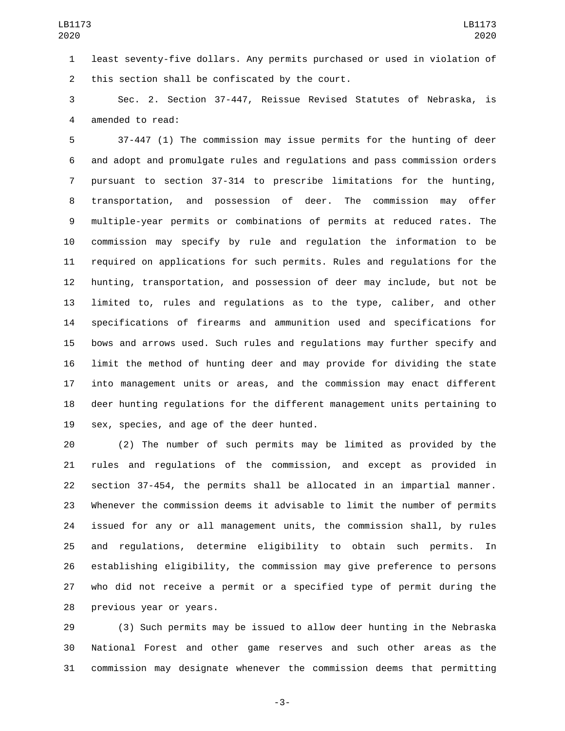least seventy-five dollars. Any permits purchased or used in violation of this section shall be confiscated by the court.

Sec. 2. Section 37-447, Reissue Revised Statutes of Nebraska, is amended to read:

37-447 (1) The commission may issue permits for the hunting of deer and adopt and promulgate rules and regulations and pass commission orders pursuant to section 37-314 to prescribe limitations for the hunting, transportation, and possession of deer. The commission may offer multiple-year permits or combinations of permits at reduced rates. The commission may specify by rule and regulation the information to be required on applications for such permits. Rules and regulations for the hunting, transportation, and possession of deer may include, but not be limited to, rules and regulations as to the type, caliber, and other specifications of firearms and ammunition used and specifications for bows and arrows used. Such rules and regulations may further specify and limit the method of hunting deer and may provide for dividing the state into management units or areas, and the commission may enact different deer hunting regulations for the different management units pertaining to sex, species, and age of the deer hunted.

(2) The number of such permits may be limited as provided by the rules and regulations of the commission, and except as provided in section 37-454, the permits shall be allocated in an impartial manner. Whenever the commission deems it advisable to limit the number of permits issued for any or all management units, the commission shall, by rules and regulations, determine eligibility to obtain such permits. In establishing eligibility, the commission may give preference to persons who did not receive a permit or a specified type of permit during the previous year or years.

(3) Such permits may be issued to allow deer hunting in the Nebraska National Forest and other game reserves and such other areas as the commission may designate whenever the commission deems that permitting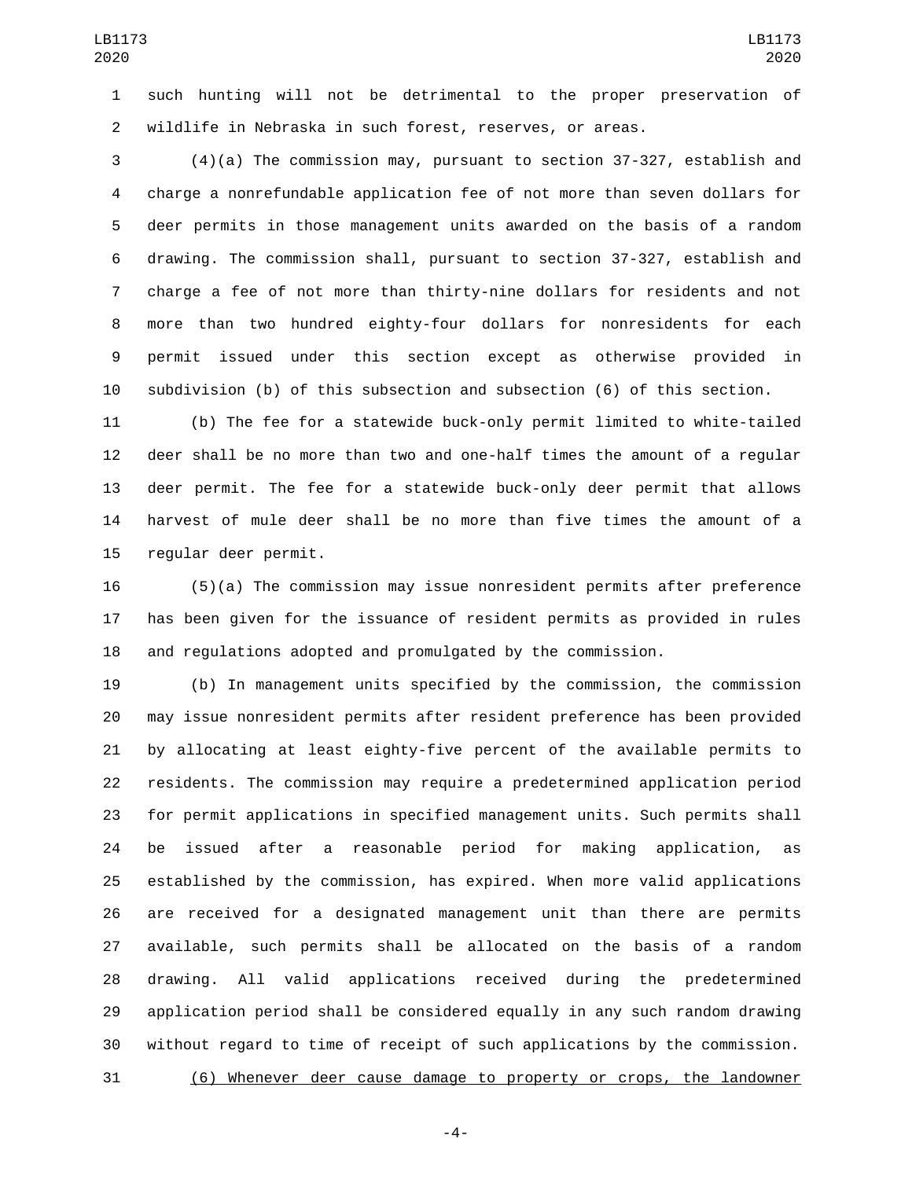such hunting will not be detrimental to the proper preservation of wildlife in Nebraska in such forest, reserves, or areas.

(4)(a) The commission may, pursuant to section 37-327, establish and charge a nonrefundable application fee of not more than seven dollars for deer permits in those management units awarded on the basis of a random drawing. The commission shall, pursuant to section 37-327, establish and charge a fee of not more than thirty-nine dollars for residents and not more than two hundred eighty-four dollars for nonresidents for each permit issued under this section except as otherwise provided in subdivision (b) of this subsection and subsection (6) of this section.

(b) The fee for a statewide buck-only permit limited to white-tailed deer shall be no more than two and one-half times the amount of a regular deer permit. The fee for a statewide buck-only deer permit that allows harvest of mule deer shall be no more than five times the amount of a regular deer permit.

(5)(a) The commission may issue nonresident permits after preference has been given for the issuance of resident permits as provided in rules and regulations adopted and promulgated by the commission.

(b) In management units specified by the commission, the commission may issue nonresident permits after resident preference has been provided by allocating at least eighty-five percent of the available permits to residents. The commission may require a predetermined application period for permit applications in specified management units. Such permits shall be issued after a reasonable period for making application, as established by the commission, has expired. When more valid applications are received for a designated management unit than there are permits available, such permits shall be allocated on the basis of a random drawing. All valid applications received during the predetermined application period shall be considered equally in any such random drawing without regard to time of receipt of such applications by the commission.

(6) Whenever deer cause damage to property or crops, the landowner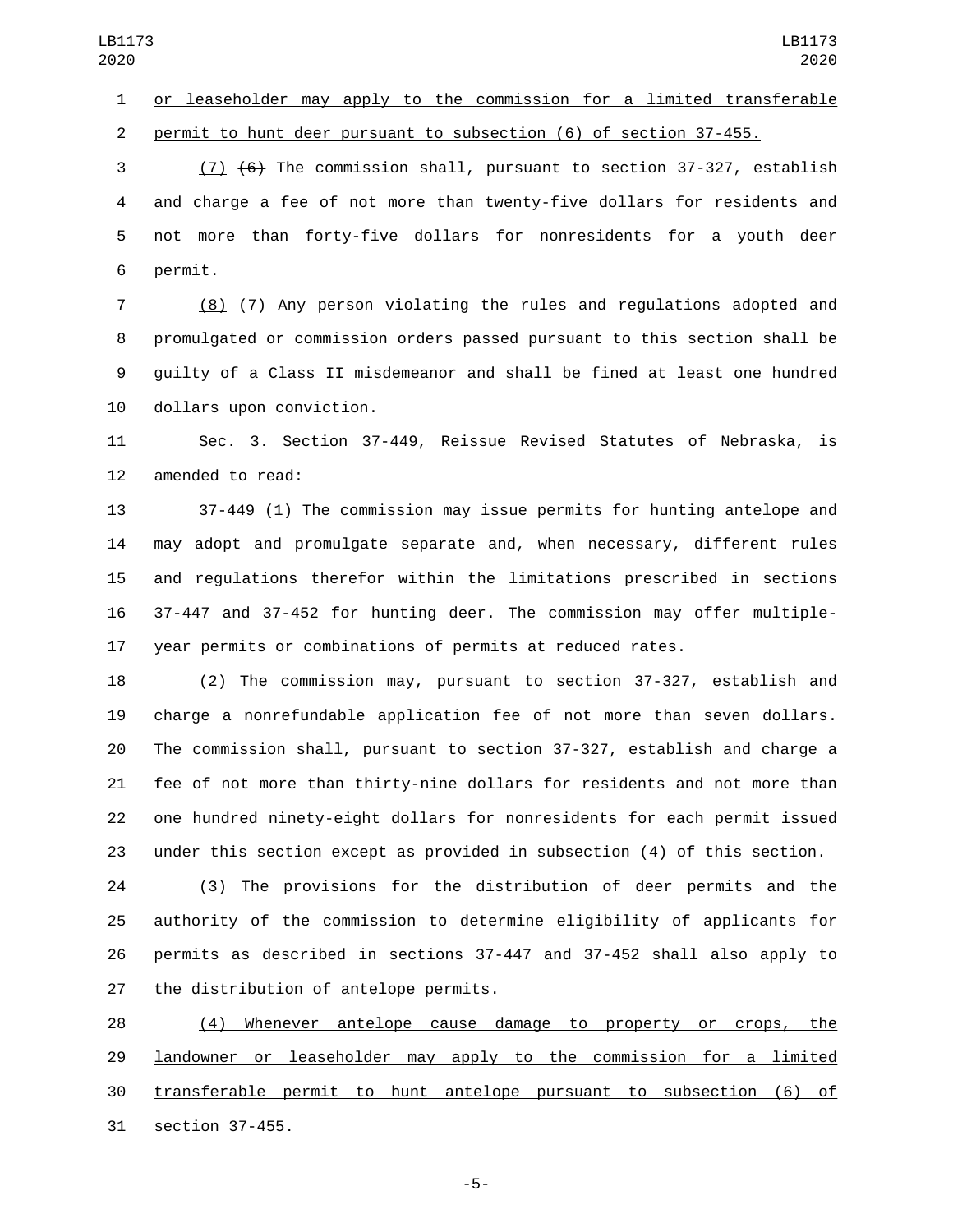or leaseholder may apply to the commission for a limited transferable permit to hunt deer pursuant to subsection (6) of section 37-455.

(7) ~~(6)~~ The commission shall, pursuant to section 37-327, establish and charge a fee of not more than twenty-five dollars for residents and not more than forty-five dollars for nonresidents for a youth deer permit.

(8) ~~(7)~~ Any person violating the rules and regulations adopted and promulgated or commission orders passed pursuant to this section shall be guilty of a Class II misdemeanor and shall be fined at least one hundred dollars upon conviction.

Sec. 3. Section 37-449, Reissue Revised Statutes of Nebraska, is amended to read:

37-449 (1) The commission may issue permits for hunting antelope and may adopt and promulgate separate and, when necessary, different rules and regulations therefor within the limitations prescribed in sections 37-447 and 37-452 for hunting deer. The commission may offer multiple-year permits or combinations of permits at reduced rates.

(2) The commission may, pursuant to section 37-327, establish and charge a nonrefundable application fee of not more than seven dollars. The commission shall, pursuant to section 37-327, establish and charge a fee of not more than thirty-nine dollars for residents and not more than one hundred ninety-eight dollars for nonresidents for each permit issued under this section except as provided in subsection (4) of this section.

(3) The provisions for the distribution of deer permits and the authority of the commission to determine eligibility of applicants for permits as described in sections 37-447 and 37-452 shall also apply to the distribution of antelope permits.

(4) Whenever antelope cause damage to property or crops, the landowner or leaseholder may apply to the commission for a limited transferable permit to hunt antelope pursuant to subsection (6) of section 37-455.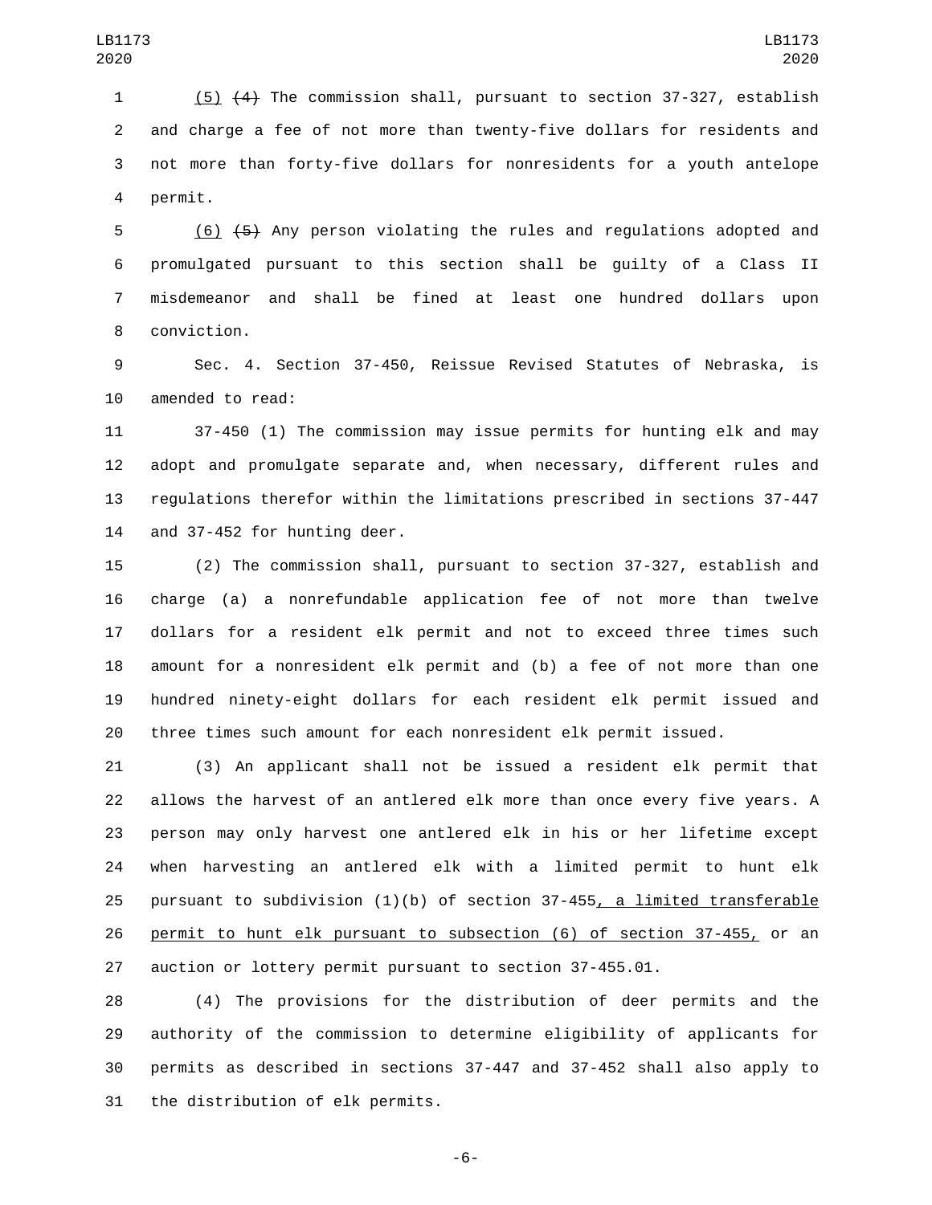(5) ~~(4)~~ The commission shall, pursuant to section 37-327, establish and charge a fee of not more than twenty-five dollars for residents and not more than forty-five dollars for nonresidents for a youth antelope permit.

(6) ~~(5)~~ Any person violating the rules and regulations adopted and promulgated pursuant to this section shall be guilty of a Class II misdemeanor and shall be fined at least one hundred dollars upon conviction.

Sec. 4. Section 37-450, Reissue Revised Statutes of Nebraska, is amended to read:

37-450 (1) The commission may issue permits for hunting elk and may adopt and promulgate separate and, when necessary, different rules and regulations therefor within the limitations prescribed in sections 37-447 and 37-452 for hunting deer.

(2) The commission shall, pursuant to section 37-327, establish and charge (a) a nonrefundable application fee of not more than twelve dollars for a resident elk permit and not to exceed three times such amount for a nonresident elk permit and (b) a fee of not more than one hundred ninety-eight dollars for each resident elk permit issued and three times such amount for each nonresident elk permit issued.

(3) An applicant shall not be issued a resident elk permit that allows the harvest of an antlered elk more than once every five years. A person may only harvest one antlered elk in his or her lifetime except when harvesting an antlered elk with a limited permit to hunt elk pursuant to subdivision (1)(b) of section 37-455, a limited transferable permit to hunt elk pursuant to subsection (6) of section 37-455, or an auction or lottery permit pursuant to section 37-455.01.

(4) The provisions for the distribution of deer permits and the authority of the commission to determine eligibility of applicants for permits as described in sections 37-447 and 37-452 shall also apply to the distribution of elk permits.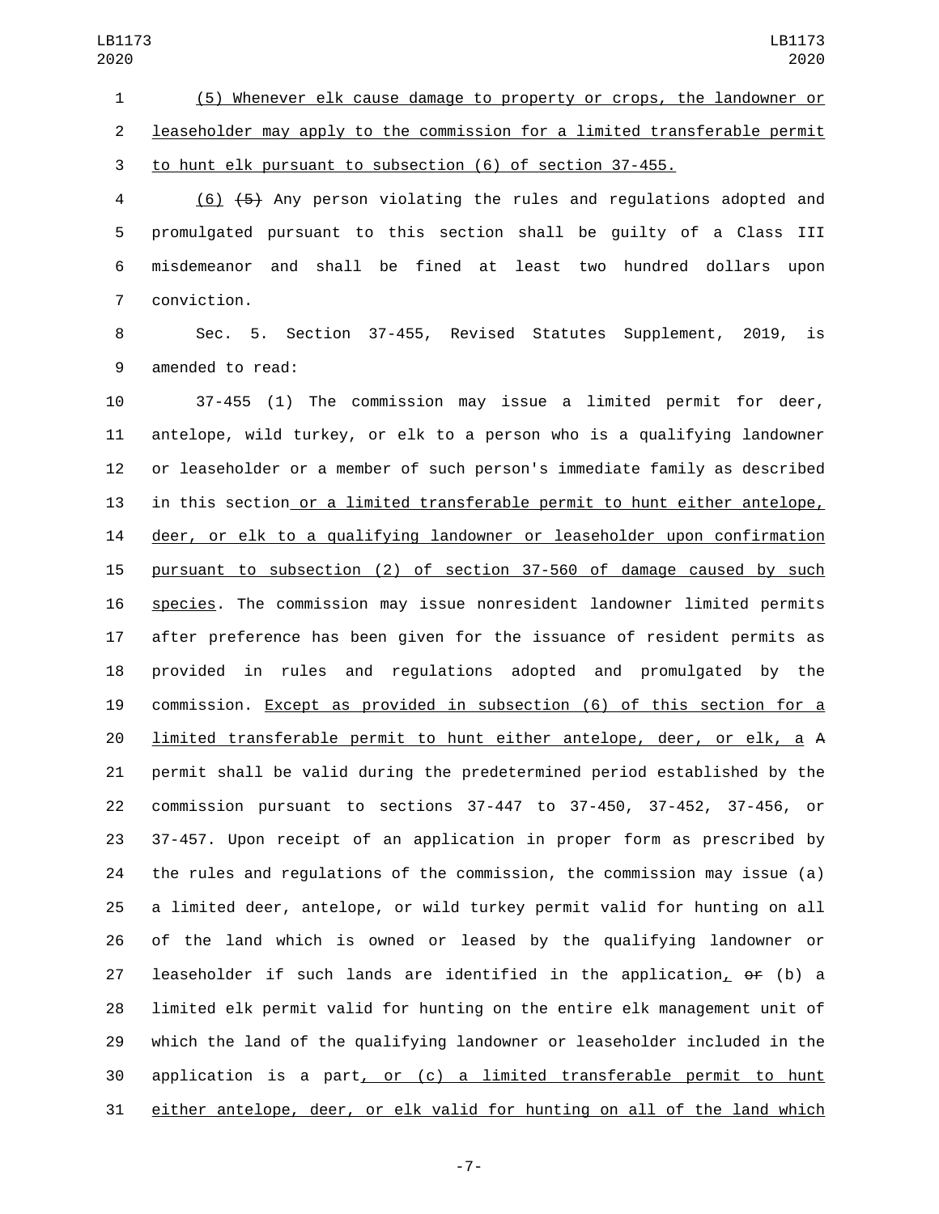(5) Whenever elk cause damage to property or crops, the landowner or leaseholder may apply to the commission for a limited transferable permit to hunt elk pursuant to subsection (6) of section 37-455.

(6) (5) Any person violating the rules and regulations adopted and promulgated pursuant to this section shall be guilty of a Class III misdemeanor and shall be fined at least two hundred dollars upon conviction.

Sec. 5. Section 37-455, Revised Statutes Supplement, 2019, is amended to read:

37-455 (1) The commission may issue a limited permit for deer, antelope, wild turkey, or elk to a person who is a qualifying landowner or leaseholder or a member of such person's immediate family as described in this section or a limited transferable permit to hunt either antelope, deer, or elk to a qualifying landowner or leaseholder upon confirmation pursuant to subsection (2) of section 37-560 of damage caused by such species. The commission may issue nonresident landowner limited permits after preference has been given for the issuance of resident permits as provided in rules and regulations adopted and promulgated by the commission. Except as provided in subsection (6) of this section for a limited transferable permit to hunt either antelope, deer, or elk, a A permit shall be valid during the predetermined period established by the commission pursuant to sections 37-447 to 37-450, 37-452, 37-456, or 37-457. Upon receipt of an application in proper form as prescribed by the rules and regulations of the commission, the commission may issue (a) a limited deer, antelope, or wild turkey permit valid for hunting on all of the land which is owned or leased by the qualifying landowner or leaseholder if such lands are identified in the application, or (b) a limited elk permit valid for hunting on the entire elk management unit of which the land of the qualifying landowner or leaseholder included in the application is a part, or (c) a limited transferable permit to hunt either antelope, deer, or elk valid for hunting on all of the land which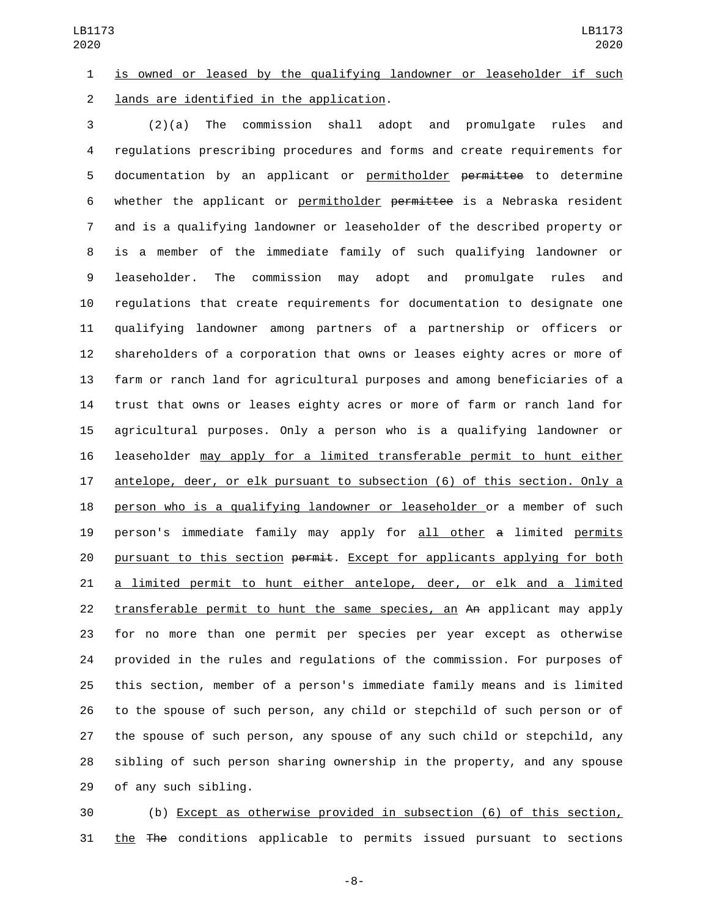is owned or leased by the qualifying landowner or leaseholder if such lands are identified in the application.

(2)(a) The commission shall adopt and promulgate rules and regulations prescribing procedures and forms and create requirements for documentation by an applicant or permitholder ~~permittee~~ to determine whether the applicant or permitholder ~~permittee~~ is a Nebraska resident and is a qualifying landowner or leaseholder of the described property or is a member of the immediate family of such qualifying landowner or leaseholder. The commission may adopt and promulgate rules and regulations that create requirements for documentation to designate one qualifying landowner among partners of a partnership or officers or shareholders of a corporation that owns or leases eighty acres or more of farm or ranch land for agricultural purposes and among beneficiaries of a trust that owns or leases eighty acres or more of farm or ranch land for agricultural purposes. Only a person who is a qualifying landowner or leaseholder may apply for a limited transferable permit to hunt either antelope, deer, or elk pursuant to subsection (6) of this section. Only a person who is a qualifying landowner or leaseholder or a member of such person's immediate family may apply for all other ~~a~~ limited permits pursuant to this section ~~permit~~. Except for applicants applying for both a limited permit to hunt either antelope, deer, or elk and a limited transferable permit to hunt the same species, an ~~An~~ applicant may apply for no more than one permit per species per year except as otherwise provided in the rules and regulations of the commission. For purposes of this section, member of a person's immediate family means and is limited to the spouse of such person, any child or stepchild of such person or of the spouse of such person, any spouse of any such child or stepchild, any sibling of such person sharing ownership in the property, and any spouse of any such sibling.

(b) Except as otherwise provided in subsection (6) of this section, the ~~The~~ conditions applicable to permits issued pursuant to sections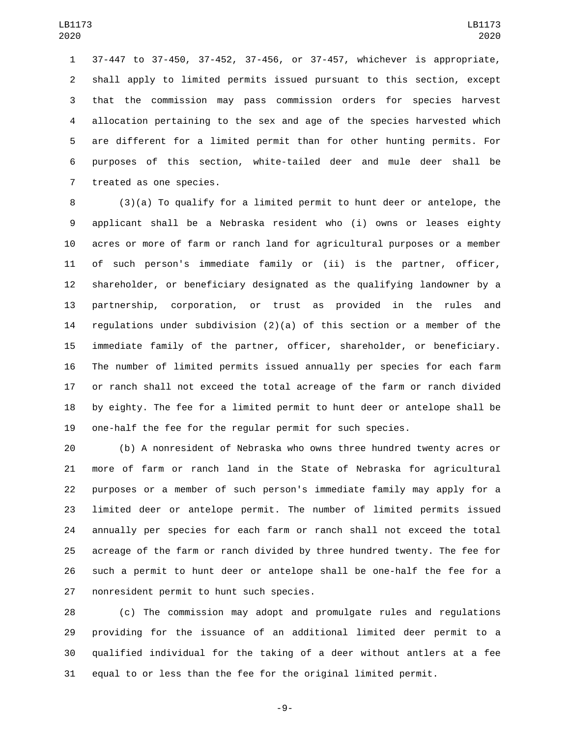37-447 to 37-450, 37-452, 37-456, or 37-457, whichever is appropriate, shall apply to limited permits issued pursuant to this section, except that the commission may pass commission orders for species harvest allocation pertaining to the sex and age of the species harvested which are different for a limited permit than for other hunting permits. For purposes of this section, white-tailed deer and mule deer shall be treated as one species.

(3)(a) To qualify for a limited permit to hunt deer or antelope, the applicant shall be a Nebraska resident who (i) owns or leases eighty acres or more of farm or ranch land for agricultural purposes or a member of such person's immediate family or (ii) is the partner, officer, shareholder, or beneficiary designated as the qualifying landowner by a partnership, corporation, or trust as provided in the rules and regulations under subdivision (2)(a) of this section or a member of the immediate family of the partner, officer, shareholder, or beneficiary. The number of limited permits issued annually per species for each farm or ranch shall not exceed the total acreage of the farm or ranch divided by eighty. The fee for a limited permit to hunt deer or antelope shall be one-half the fee for the regular permit for such species.

(b) A nonresident of Nebraska who owns three hundred twenty acres or more of farm or ranch land in the State of Nebraska for agricultural purposes or a member of such person's immediate family may apply for a limited deer or antelope permit. The number of limited permits issued annually per species for each farm or ranch shall not exceed the total acreage of the farm or ranch divided by three hundred twenty. The fee for such a permit to hunt deer or antelope shall be one-half the fee for a nonresident permit to hunt such species.

(c) The commission may adopt and promulgate rules and regulations providing for the issuance of an additional limited deer permit to a qualified individual for the taking of a deer without antlers at a fee equal to or less than the fee for the original limited permit.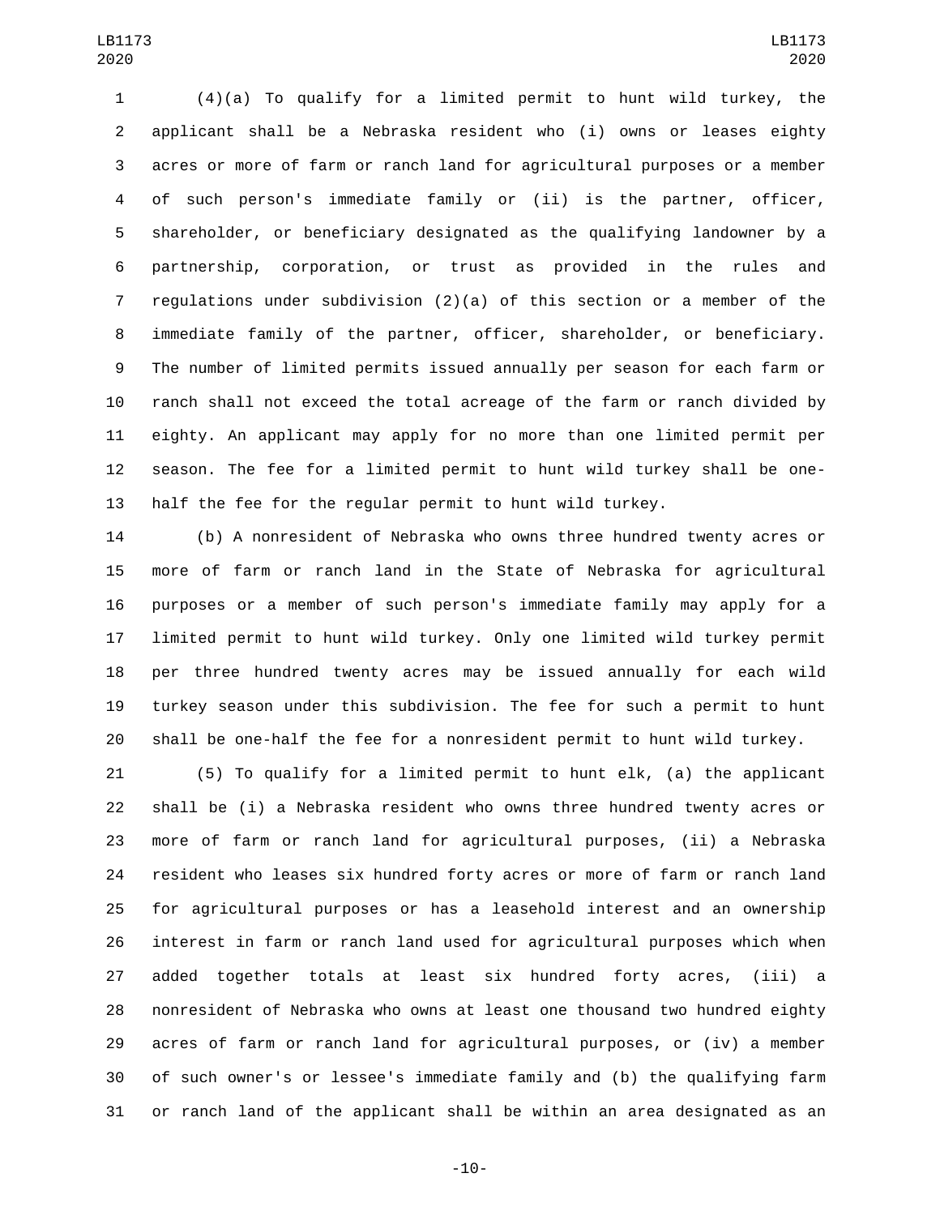(4)(a) To qualify for a limited permit to hunt wild turkey, the applicant shall be a Nebraska resident who (i) owns or leases eighty acres or more of farm or ranch land for agricultural purposes or a member of such person's immediate family or (ii) is the partner, officer, shareholder, or beneficiary designated as the qualifying landowner by a partnership, corporation, or trust as provided in the rules and regulations under subdivision (2)(a) of this section or a member of the immediate family of the partner, officer, shareholder, or beneficiary. The number of limited permits issued annually per season for each farm or ranch shall not exceed the total acreage of the farm or ranch divided by eighty. An applicant may apply for no more than one limited permit per season. The fee for a limited permit to hunt wild turkey shall be one-half the fee for the regular permit to hunt wild turkey.

(b) A nonresident of Nebraska who owns three hundred twenty acres or more of farm or ranch land in the State of Nebraska for agricultural purposes or a member of such person's immediate family may apply for a limited permit to hunt wild turkey. Only one limited wild turkey permit per three hundred twenty acres may be issued annually for each wild turkey season under this subdivision. The fee for such a permit to hunt shall be one-half the fee for a nonresident permit to hunt wild turkey.

(5) To qualify for a limited permit to hunt elk, (a) the applicant shall be (i) a Nebraska resident who owns three hundred twenty acres or more of farm or ranch land for agricultural purposes, (ii) a Nebraska resident who leases six hundred forty acres or more of farm or ranch land for agricultural purposes or has a leasehold interest and an ownership interest in farm or ranch land used for agricultural purposes which when added together totals at least six hundred forty acres, (iii) a nonresident of Nebraska who owns at least one thousand two hundred eighty acres of farm or ranch land for agricultural purposes, or (iv) a member of such owner's or lessee's immediate family and (b) the qualifying farm or ranch land of the applicant shall be within an area designated as an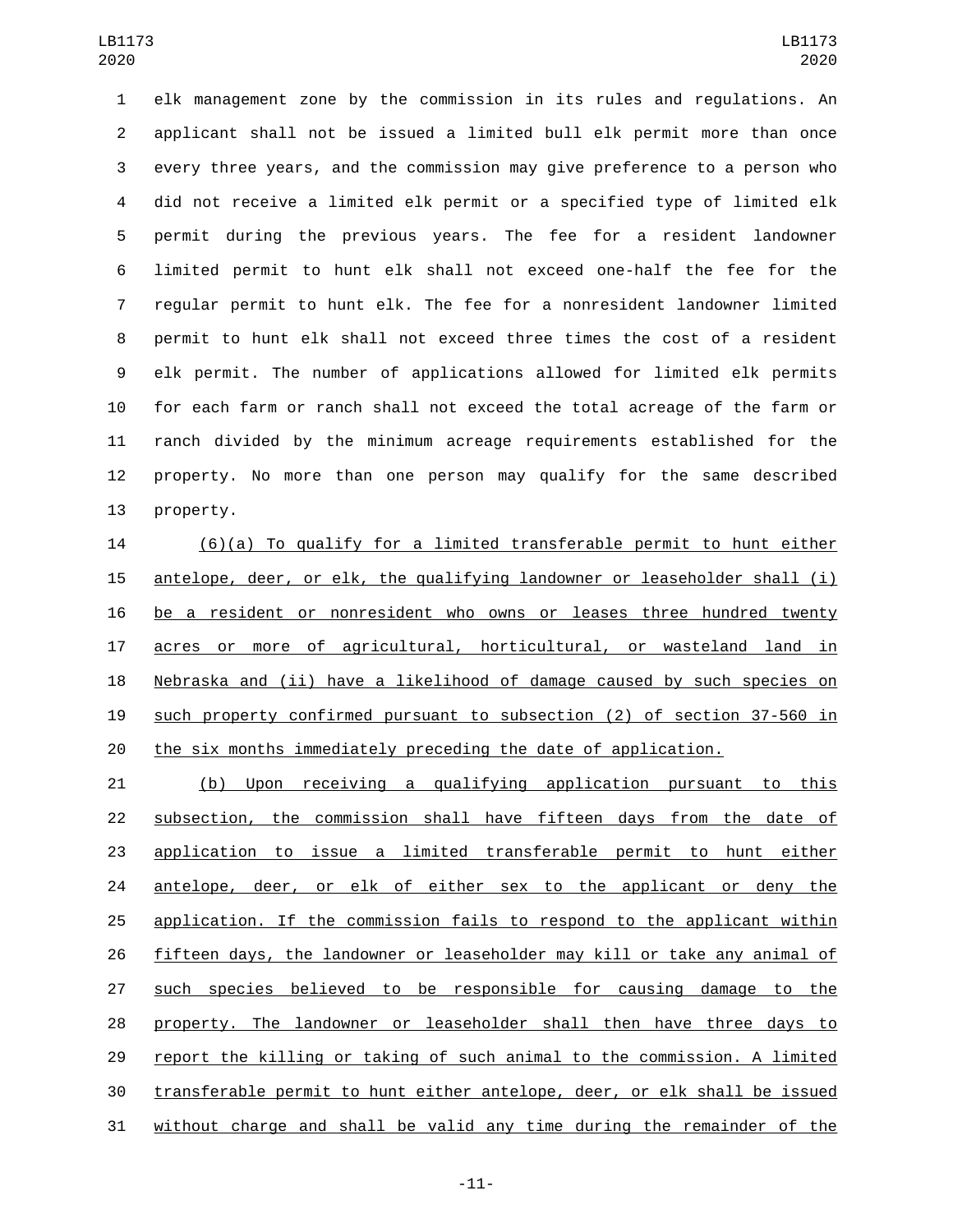elk management zone by the commission in its rules and regulations. An applicant shall not be issued a limited bull elk permit more than once every three years, and the commission may give preference to a person who did not receive a limited elk permit or a specified type of limited elk permit during the previous years. The fee for a resident landowner limited permit to hunt elk shall not exceed one-half the fee for the regular permit to hunt elk. The fee for a nonresident landowner limited permit to hunt elk shall not exceed three times the cost of a resident elk permit. The number of applications allowed for limited elk permits for each farm or ranch shall not exceed the total acreage of the farm or ranch divided by the minimum acreage requirements established for the property. No more than one person may qualify for the same described property.

(6)(a) To qualify for a limited transferable permit to hunt either antelope, deer, or elk, the qualifying landowner or leaseholder shall (i) be a resident or nonresident who owns or leases three hundred twenty acres or more of agricultural, horticultural, or wasteland land in Nebraska and (ii) have a likelihood of damage caused by such species on such property confirmed pursuant to subsection (2) of section 37-560 in the six months immediately preceding the date of application.

(b) Upon receiving a qualifying application pursuant to this subsection, the commission shall have fifteen days from the date of application to issue a limited transferable permit to hunt either antelope, deer, or elk of either sex to the applicant or deny the application. If the commission fails to respond to the applicant within fifteen days, the landowner or leaseholder may kill or take any animal of such species believed to be responsible for causing damage to the property. The landowner or leaseholder shall then have three days to report the killing or taking of such animal to the commission. A limited transferable permit to hunt either antelope, deer, or elk shall be issued without charge and shall be valid any time during the remainder of the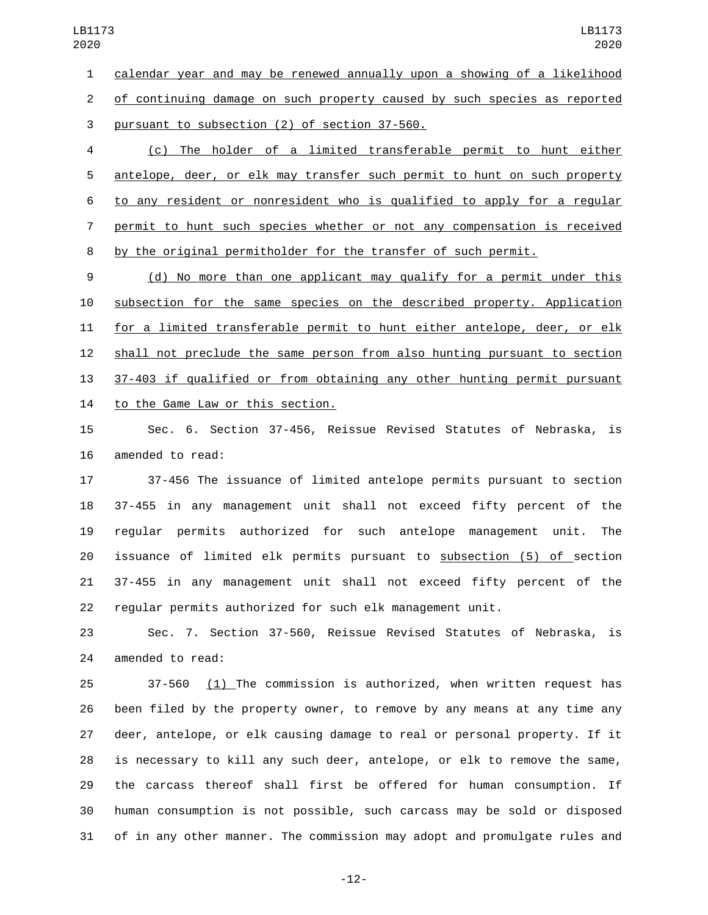calendar year and may be renewed annually upon a showing of a likelihood of continuing damage on such property caused by such species as reported pursuant to subsection (2) of section 37-560.

(c) The holder of a limited transferable permit to hunt either antelope, deer, or elk may transfer such permit to hunt on such property to any resident or nonresident who is qualified to apply for a regular permit to hunt such species whether or not any compensation is received by the original permitholder for the transfer of such permit.

(d) No more than one applicant may qualify for a permit under this subsection for the same species on the described property. Application for a limited transferable permit to hunt either antelope, deer, or elk shall not preclude the same person from also hunting pursuant to section 37-403 if qualified or from obtaining any other hunting permit pursuant to the Game Law or this section.

Sec. 6. Section 37-456, Reissue Revised Statutes of Nebraska, is amended to read:

37-456 The issuance of limited antelope permits pursuant to section 37-455 in any management unit shall not exceed fifty percent of the regular permits authorized for such antelope management unit. The issuance of limited elk permits pursuant to subsection (5) of section 37-455 in any management unit shall not exceed fifty percent of the regular permits authorized for such elk management unit.

Sec. 7. Section 37-560, Reissue Revised Statutes of Nebraska, is amended to read:

37-560 (1) The commission is authorized, when written request has been filed by the property owner, to remove by any means at any time any deer, antelope, or elk causing damage to real or personal property. If it is necessary to kill any such deer, antelope, or elk to remove the same, the carcass thereof shall first be offered for human consumption. If human consumption is not possible, such carcass may be sold or disposed of in any other manner. The commission may adopt and promulgate rules and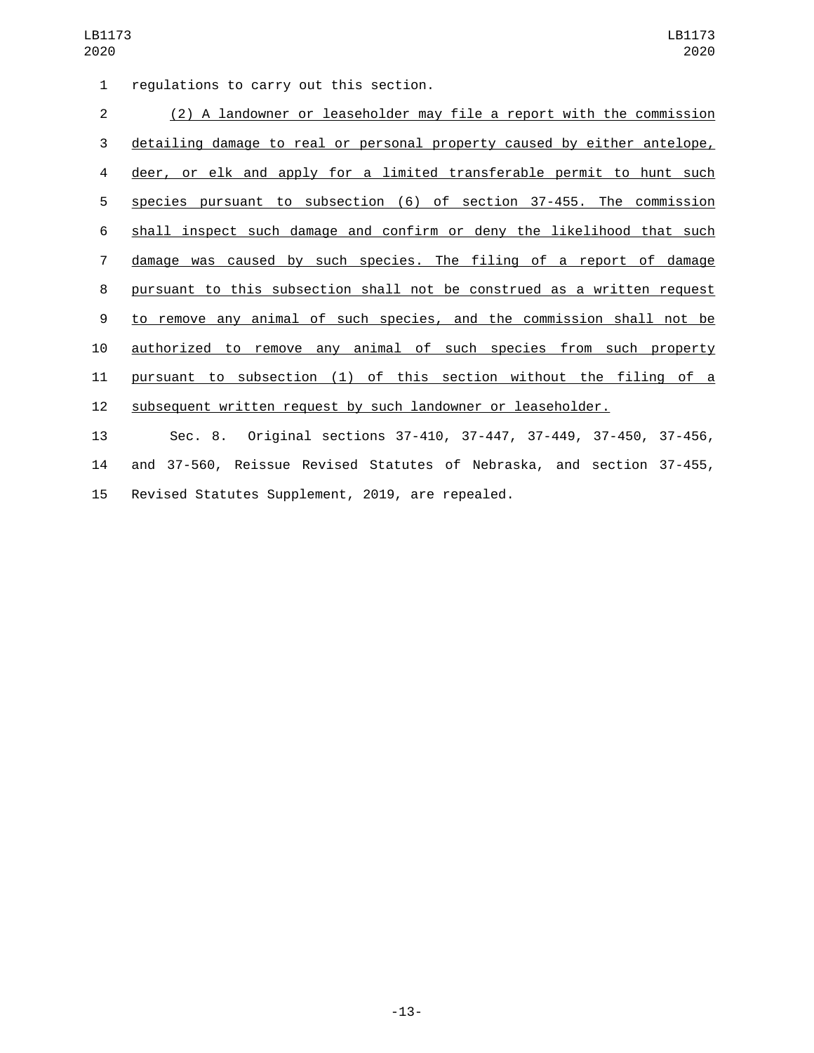regulations to carry out this section.

(2) A landowner or leaseholder may file a report with the commission detailing damage to real or personal property caused by either antelope, deer, or elk and apply for a limited transferable permit to hunt such species pursuant to subsection (6) of section 37-455. The commission shall inspect such damage and confirm or deny the likelihood that such damage was caused by such species. The filing of a report of damage pursuant to this subsection shall not be construed as a written request to remove any animal of such species, and the commission shall not be authorized to remove any animal of such species from such property pursuant to subsection (1) of this section without the filing of a subsequent written request by such landowner or leaseholder.

Sec. 8. Original sections 37-410, 37-447, 37-449, 37-450, 37-456, and 37-560, Reissue Revised Statutes of Nebraska, and section 37-455, Revised Statutes Supplement, 2019, are repealed.